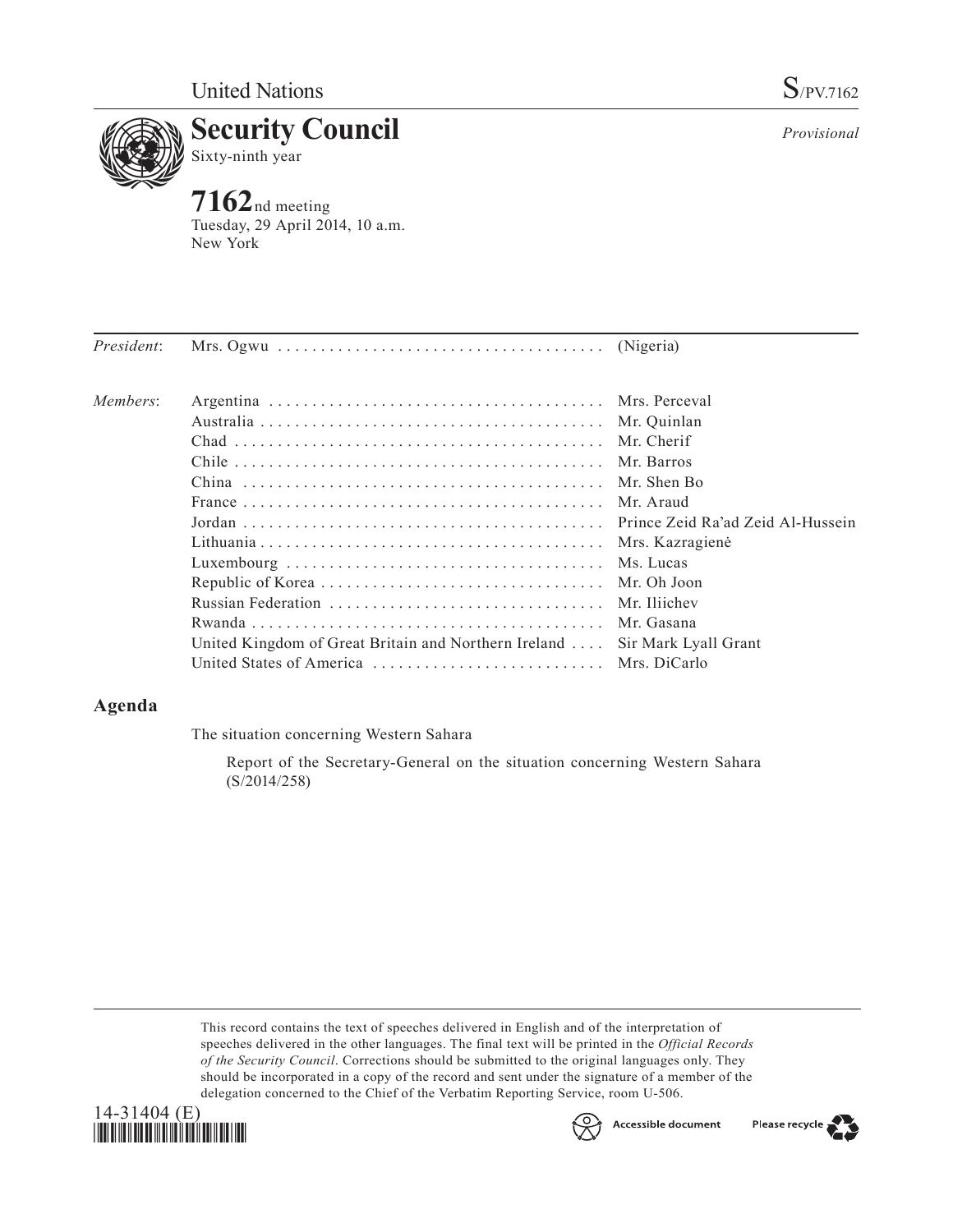United Nations S/PV.7162

# Security Council

Sixty-ninth year

*Provisional*

## 7162nd meeting

Tuesday, 29 April 2014, 10 a.m.
New York

| | | |
|---|---|---|
| *President*: | Mrs. Ogwu | (Nigeria) |
| *Members*: | Argentina | Mrs. Perceval |
| | Australia | Mr. Quinlan |
| | Chad | Mr. Cherif |
| | Chile | Mr. Barros |
| | China | Mr. Shen Bo |
| | France | Mr. Araud |
| | Jordan | Prince Zeid Ra'ad Zeid Al-Hussein |
| | Lithuania | Mrs. Kazragienė |
| | Luxembourg | Ms. Lucas |
| | Republic of Korea | Mr. Oh Joon |
| | Russian Federation | Mr. Iliichev |
| | Rwanda | Mr. Gasana |
| | United Kingdom of Great Britain and Northern Ireland | Sir Mark Lyall Grant |
| | United States of America | Mrs. DiCarlo |

## Agenda

The situation concerning Western Sahara

Report of the Secretary-General on the situation concerning Western Sahara (S/2014/258)

This record contains the text of speeches delivered in English and of the interpretation of speeches delivered in the other languages. The final text will be printed in the *Official Records of the Security Council*. Corrections should be submitted to the original languages only. They should be incorporated in a copy of the record and sent under the signature of a member of the delegation concerned to the Chief of the Verbatim Reporting Service, room U-506.

14-31404 (E)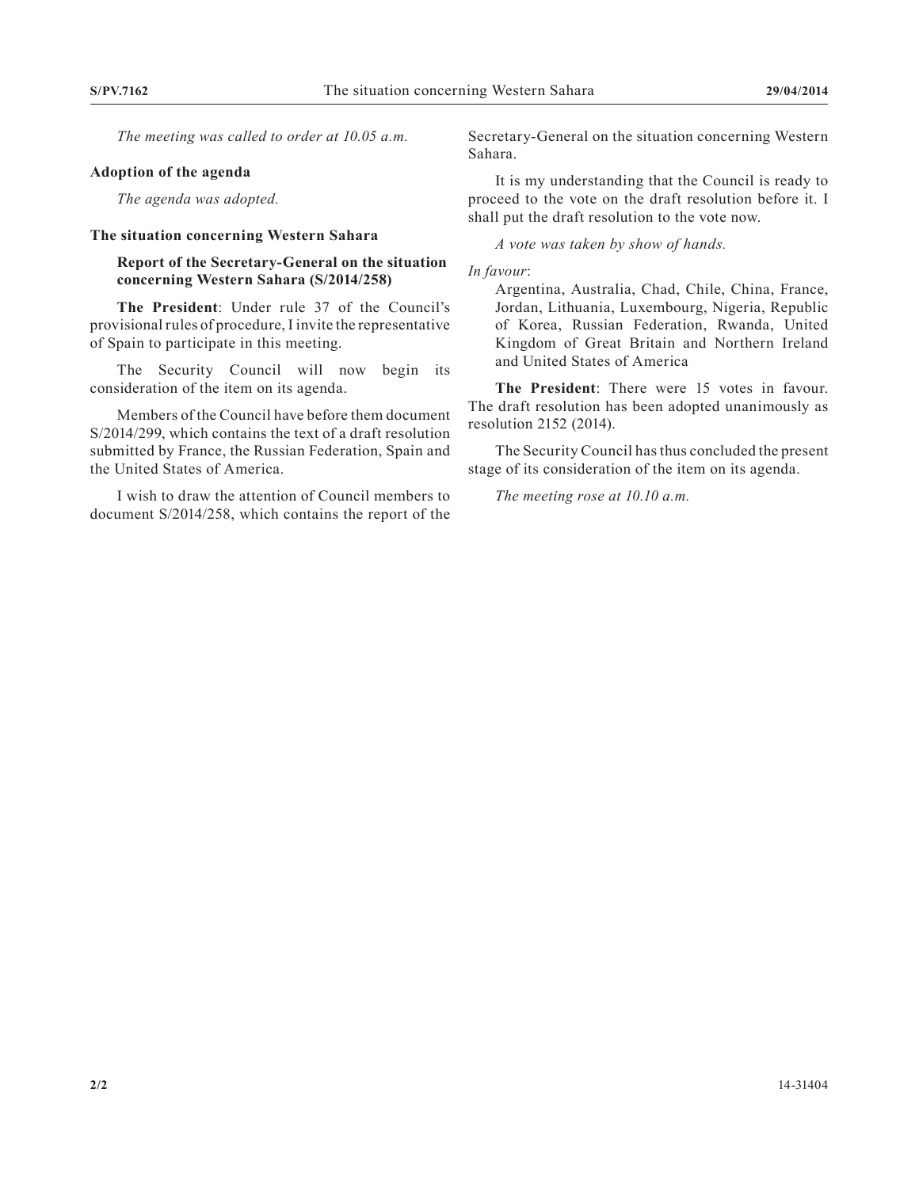*The meeting was called to order at 10.05 a.m.*

**Adoption of the agenda**

*The agenda was adopted.*

**The situation concerning Western Sahara**

**Report of the Secretary-General on the situation concerning Western Sahara (S/2014/258)**

**The President**: Under rule 37 of the Council's provisional rules of procedure, I invite the representative of Spain to participate in this meeting.

The Security Council will now begin its consideration of the item on its agenda.

Members of the Council have before them document S/2014/299, which contains the text of a draft resolution submitted by France, the Russian Federation, Spain and the United States of America.

I wish to draw the attention of Council members to document S/2014/258, which contains the report of the Secretary-General on the situation concerning Western Sahara.

It is my understanding that the Council is ready to proceed to the vote on the draft resolution before it. I shall put the draft resolution to the vote now.

*A vote was taken by show of hands.*

*In favour*:

Argentina, Australia, Chad, Chile, China, France, Jordan, Lithuania, Luxembourg, Nigeria, Republic of Korea, Russian Federation, Rwanda, United Kingdom of Great Britain and Northern Ireland and United States of America

**The President**: There were 15 votes in favour. The draft resolution has been adopted unanimously as resolution 2152 (2014).

The Security Council has thus concluded the present stage of its consideration of the item on its agenda.

*The meeting rose at 10.10 a.m.*